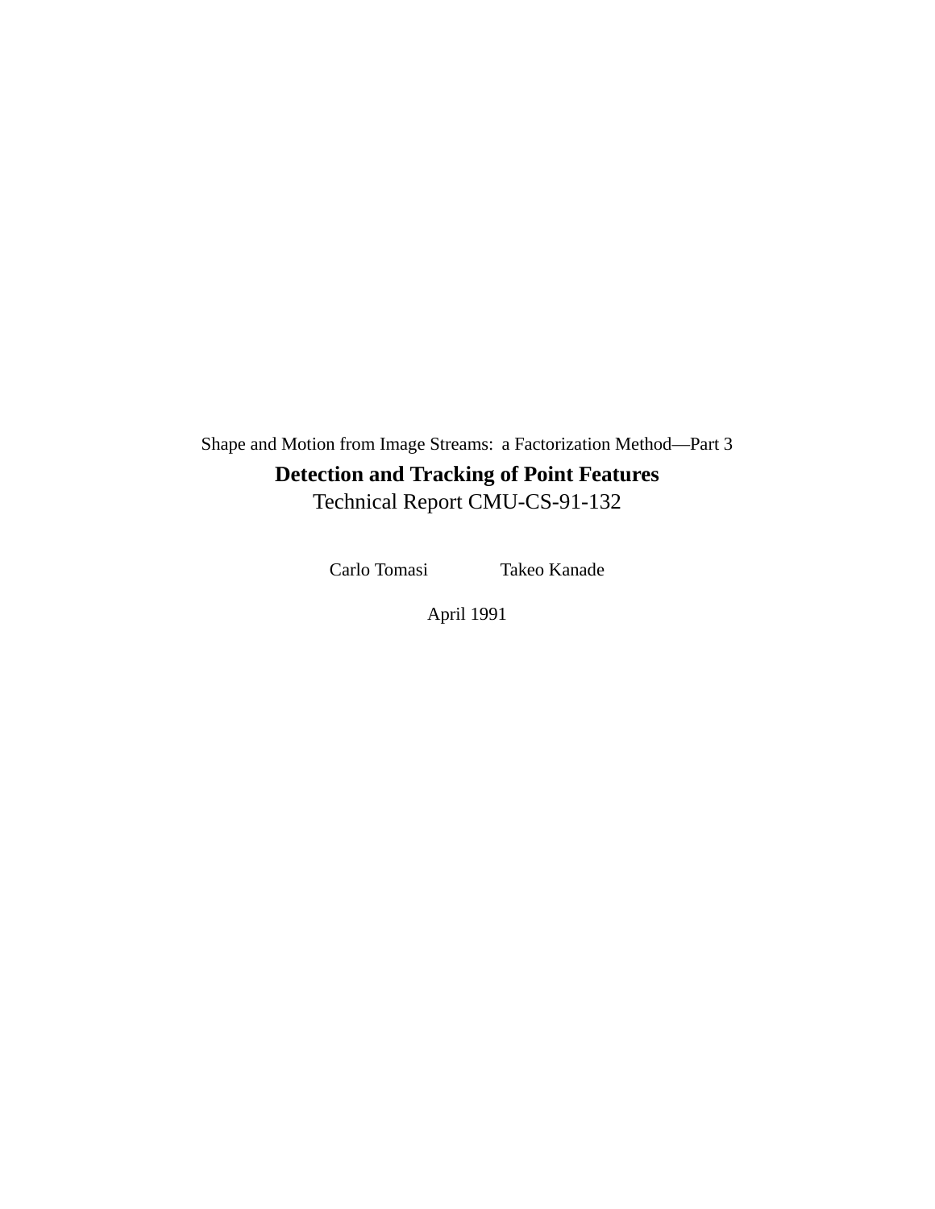Shape and Motion from Image Streams: a Factorization Method—Part 3

# Detection and Tracking of Point Features

Technical Report CMU-CS-91-132

Carlo Tomasi    Takeo Kanade

April 1991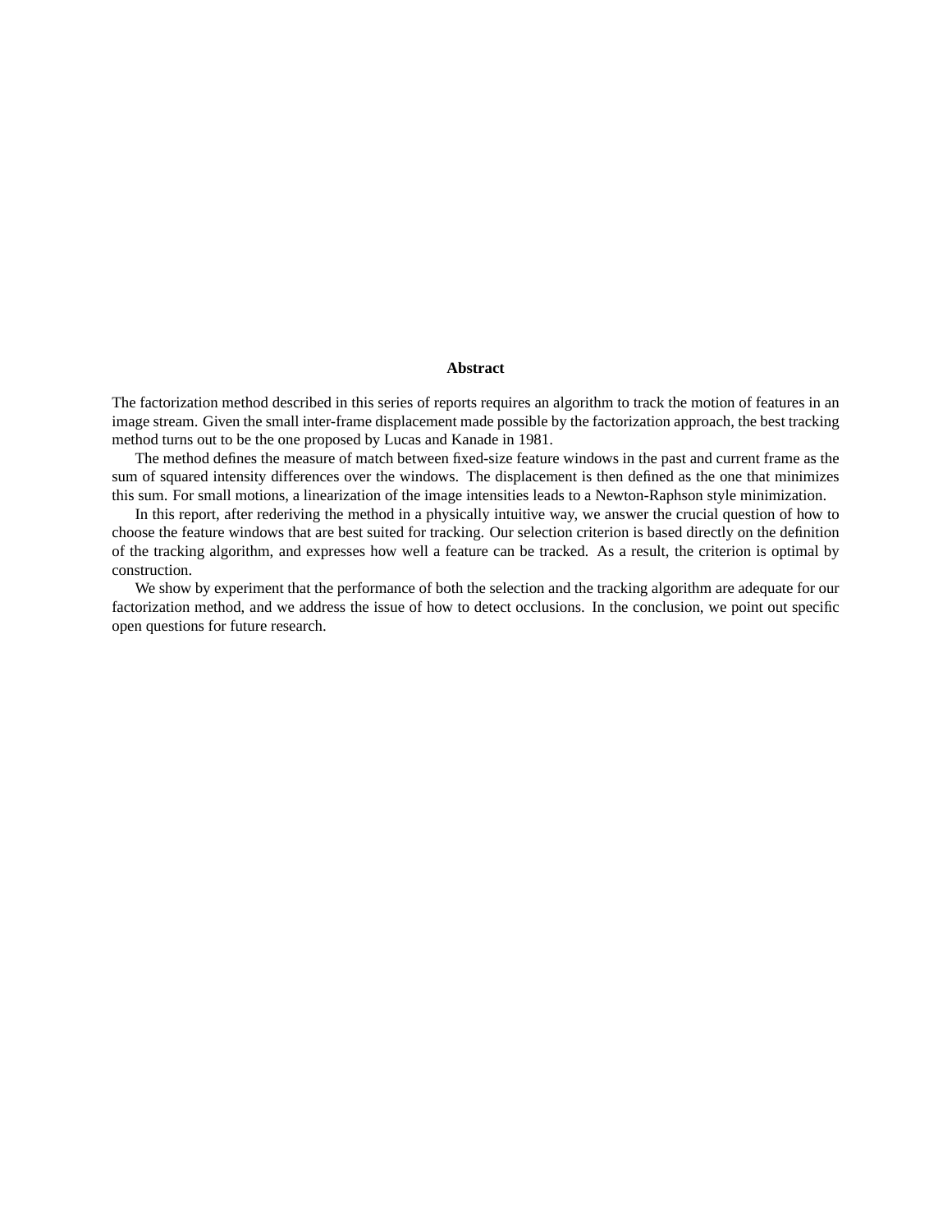## Abstract

The factorization method described in this series of reports requires an algorithm to track the motion of features in an image stream. Given the small inter-frame displacement made possible by the factorization approach, the best tracking method turns out to be the one proposed by Lucas and Kanade in 1981.

The method defines the measure of match between fixed-size feature windows in the past and current frame as the sum of squared intensity differences over the windows. The displacement is then defined as the one that minimizes this sum. For small motions, a linearization of the image intensities leads to a Newton-Raphson style minimization.

In this report, after rederiving the method in a physically intuitive way, we answer the crucial question of how to choose the feature windows that are best suited for tracking. Our selection criterion is based directly on the definition of the tracking algorithm, and expresses how well a feature can be tracked. As a result, the criterion is optimal by construction.

We show by experiment that the performance of both the selection and the tracking algorithm are adequate for our factorization method, and we address the issue of how to detect occlusions. In the conclusion, we point out specific open questions for future research.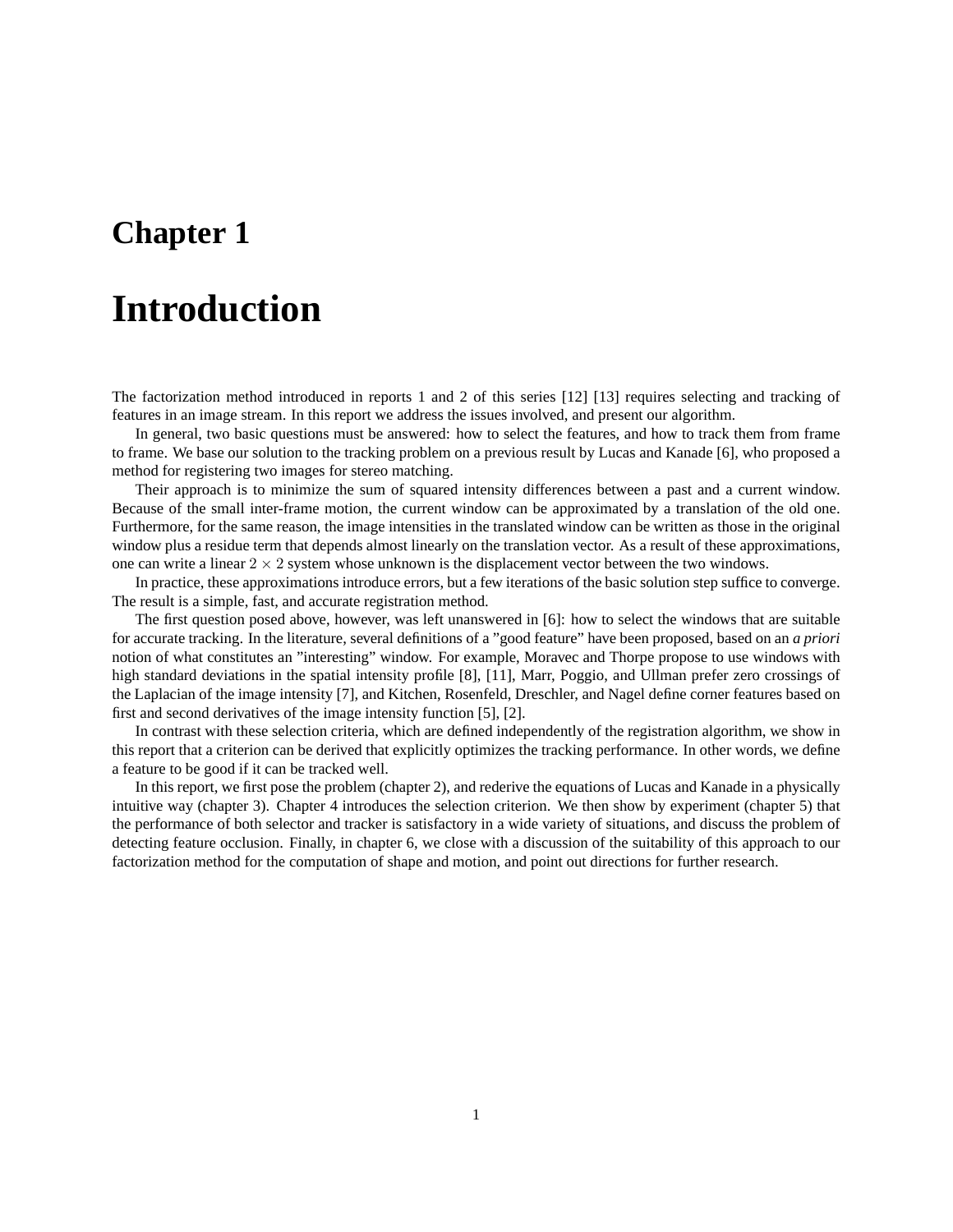# Chapter 1

# Introduction

The factorization method introduced in reports 1 and 2 of this series [12] [13] requires selecting and tracking of features in an image stream. In this report we address the issues involved, and present our algorithm.

In general, two basic questions must be answered: how to select the features, and how to track them from frame to frame. We base our solution to the tracking problem on a previous result by Lucas and Kanade [6], who proposed a method for registering two images for stereo matching.

Their approach is to minimize the sum of squared intensity differences between a past and a current window. Because of the small inter-frame motion, the current window can be approximated by a translation of the old one. Furthermore, for the same reason, the image intensities in the translated window can be written as those in the original window plus a residue term that depends almost linearly on the translation vector. As a result of these approximations, one can write a linear $2 \times 2$ system whose unknown is the displacement vector between the two windows.

In practice, these approximations introduce errors, but a few iterations of the basic solution step suffice to converge. The result is a simple, fast, and accurate registration method.

The first question posed above, however, was left unanswered in [6]: how to select the windows that are suitable for accurate tracking. In the literature, several definitions of a "good feature" have been proposed, based on an *a priori* notion of what constitutes an "interesting" window. For example, Moravec and Thorpe propose to use windows with high standard deviations in the spatial intensity profile [8], [11], Marr, Poggio, and Ullman prefer zero crossings of the Laplacian of the image intensity [7], and Kitchen, Rosenfeld, Dreschler, and Nagel define corner features based on first and second derivatives of the image intensity function [5], [2].

In contrast with these selection criteria, which are defined independently of the registration algorithm, we show in this report that a criterion can be derived that explicitly optimizes the tracking performance. In other words, we define a feature to be good if it can be tracked well.

In this report, we first pose the problem (chapter 2), and rederive the equations of Lucas and Kanade in a physically intuitive way (chapter 3). Chapter 4 introduces the selection criterion. We then show by experiment (chapter 5) that the performance of both selector and tracker is satisfactory in a wide variety of situations, and discuss the problem of detecting feature occlusion. Finally, in chapter 6, we close with a discussion of the suitability of this approach to our factorization method for the computation of shape and motion, and point out directions for further research.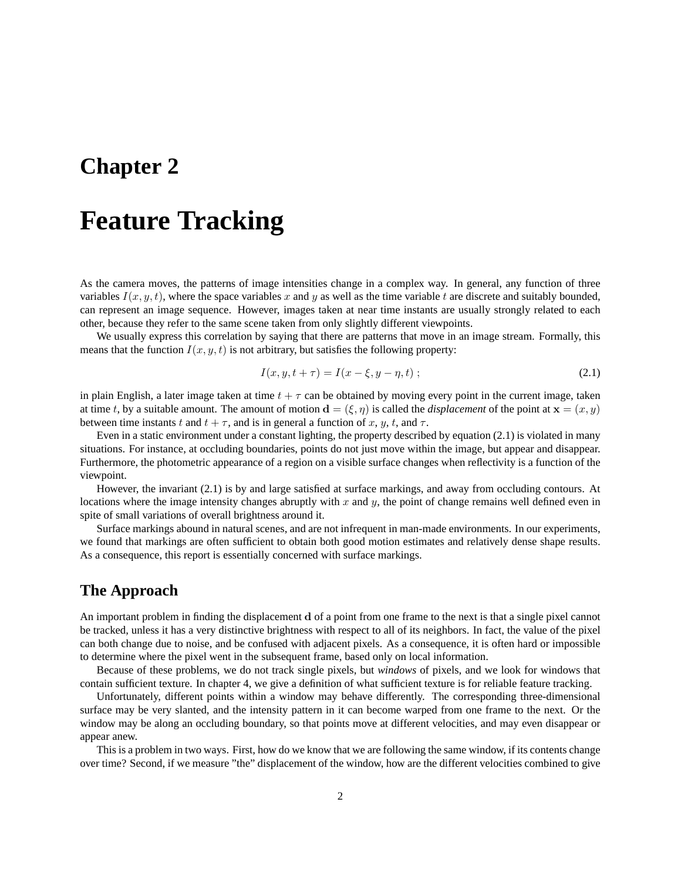# Chapter 2

# Feature Tracking

As the camera moves, the patterns of image intensities change in a complex way. In general, any function of three variables $I(x, y, t)$, where the space variables $x$ and $y$ as well as the time variable $t$ are discrete and suitably bounded, can represent an image sequence. However, images taken at near time instants are usually strongly related to each other, because they refer to the same scene taken from only slightly different viewpoints.

We usually express this correlation by saying that there are patterns that move in an image stream. Formally, this means that the function $I(x, y, t)$ is not arbitrary, but satisfies the following property:

$$I(x, y, t + \tau) = I(x - \xi, y - \eta, t) \; ; \tag{2.1}$$

in plain English, a later image taken at time $t + \tau$ can be obtained by moving every point in the current image, taken at time $t$, by a suitable amount. The amount of motion $\mathbf{d} = (\xi, \eta)$ is called the *displacement* of the point at $\mathbf{x} = (x, y)$ between time instants $t$ and $t + \tau$, and is in general a function of $x$, $y$, $t$, and $\tau$.

Even in a static environment under a constant lighting, the property described by equation (2.1) is violated in many situations. For instance, at occluding boundaries, points do not just move within the image, but appear and disappear. Furthermore, the photometric appearance of a region on a visible surface changes when reflectivity is a function of the viewpoint.

However, the invariant (2.1) is by and large satisfied at surface markings, and away from occluding contours. At locations where the image intensity changes abruptly with $x$ and $y$, the point of change remains well defined even in spite of small variations of overall brightness around it.

Surface markings abound in natural scenes, and are not infrequent in man-made environments. In our experiments, we found that markings are often sufficient to obtain both good motion estimates and relatively dense shape results. As a consequence, this report is essentially concerned with surface markings.

## The Approach

An important problem in finding the displacement $\mathbf{d}$ of a point from one frame to the next is that a single pixel cannot be tracked, unless it has a very distinctive brightness with respect to all of its neighbors. In fact, the value of the pixel can both change due to noise, and be confused with adjacent pixels. As a consequence, it is often hard or impossible to determine where the pixel went in the subsequent frame, based only on local information.

Because of these problems, we do not track single pixels, but *windows* of pixels, and we look for windows that contain sufficient texture. In chapter 4, we give a definition of what sufficient texture is for reliable feature tracking.

Unfortunately, different points within a window may behave differently. The corresponding three-dimensional surface may be very slanted, and the intensity pattern in it can become warped from one frame to the next. Or the window may be along an occluding boundary, so that points move at different velocities, and may even disappear or appear anew.

This is a problem in two ways. First, how do we know that we are following the same window, if its contents change over time? Second, if we measure "the" displacement of the window, how are the different velocities combined to give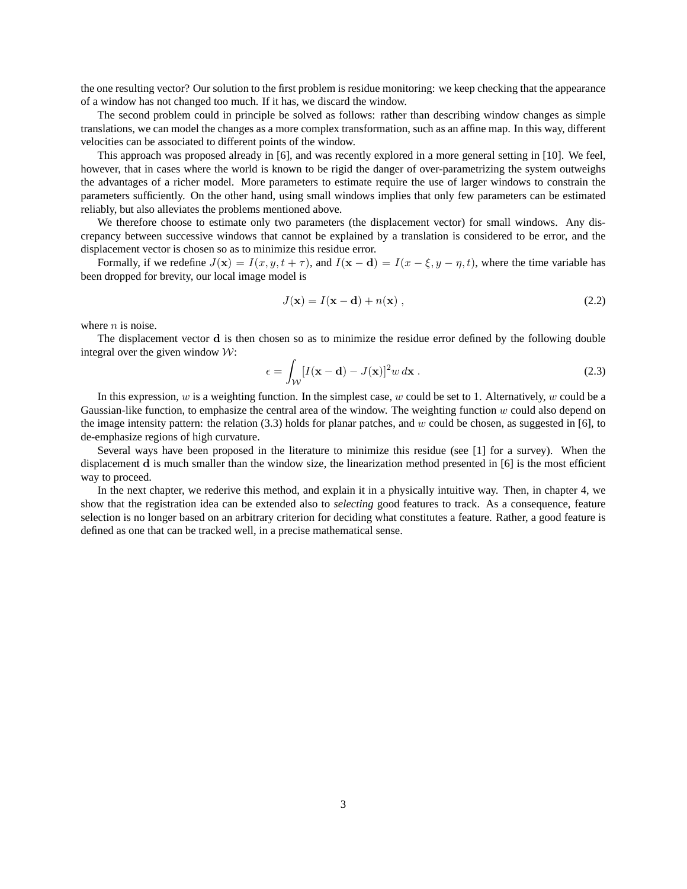the one resulting vector? Our solution to the first problem is residue monitoring: we keep checking that the appearance of a window has not changed too much. If it has, we discard the window.

The second problem could in principle be solved as follows: rather than describing window changes as simple translations, we can model the changes as a more complex transformation, such as an affine map. In this way, different velocities can be associated to different points of the window.

This approach was proposed already in [6], and was recently explored in a more general setting in [10]. We feel, however, that in cases where the world is known to be rigid the danger of over-parametrizing the system outweighs the advantages of a richer model. More parameters to estimate require the use of larger windows to constrain the parameters sufficiently. On the other hand, using small windows implies that only few parameters can be estimated reliably, but also alleviates the problems mentioned above.

We therefore choose to estimate only two parameters (the displacement vector) for small windows. Any discrepancy between successive windows that cannot be explained by a translation is considered to be error, and the displacement vector is chosen so as to minimize this residue error.

Formally, if we redefine $J(\mathbf{x}) = I(x, y, t + \tau)$, and $I(\mathbf{x} - \mathbf{d}) = I(x - \xi, y - \eta, t)$, where the time variable has been dropped for brevity, our local image model is

$$J(\mathbf{x}) = I(\mathbf{x} - \mathbf{d}) + n(\mathbf{x}) \; , \tag{2.2}$$

where $n$ is noise.

The displacement vector $\mathbf{d}$ is then chosen so as to minimize the residue error defined by the following double integral over the given window $\mathcal{W}$:

$$\epsilon = \int_{\mathcal{W}} [I(\mathbf{x} - \mathbf{d}) - J(\mathbf{x})]^2 w \, d\mathbf{x} \; . \tag{2.3}$$

In this expression, $w$ is a weighting function. In the simplest case, $w$ could be set to 1. Alternatively, $w$ could be a Gaussian-like function, to emphasize the central area of the window. The weighting function $w$ could also depend on the image intensity pattern: the relation (3.3) holds for planar patches, and $w$ could be chosen, as suggested in [6], to de-emphasize regions of high curvature.

Several ways have been proposed in the literature to minimize this residue (see [1] for a survey). When the displacement $\mathbf{d}$ is much smaller than the window size, the linearization method presented in [6] is the most efficient way to proceed.

In the next chapter, we rederive this method, and explain it in a physically intuitive way. Then, in chapter 4, we show that the registration idea can be extended also to *selecting* good features to track. As a consequence, feature selection is no longer based on an arbitrary criterion for deciding what constitutes a feature. Rather, a good feature is defined as one that can be tracked well, in a precise mathematical sense.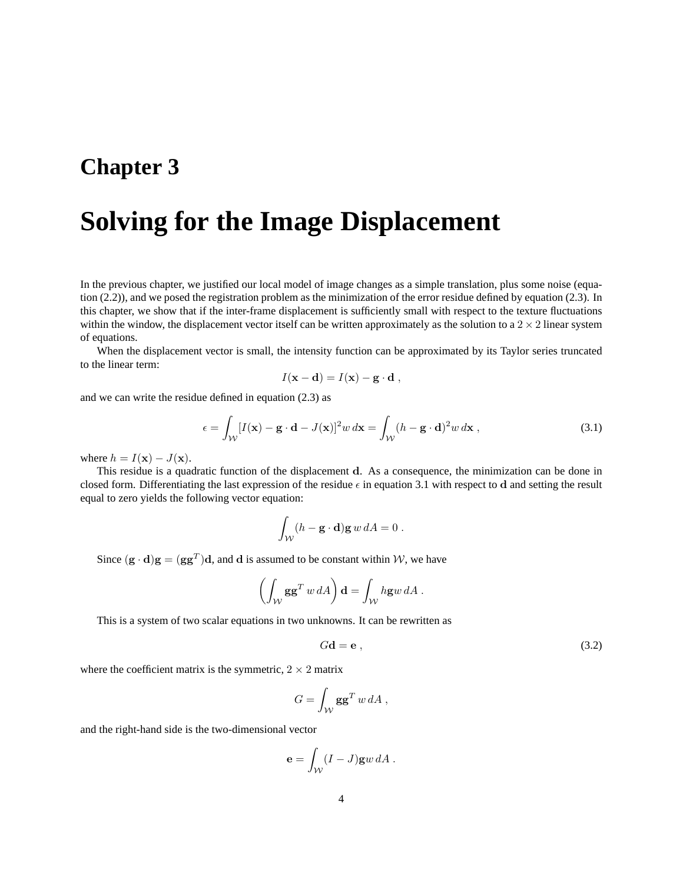# Chapter 3

# Solving for the Image Displacement

In the previous chapter, we justified our local model of image changes as a simple translation, plus some noise (equation (2.2)), and we posed the registration problem as the minimization of the error residue defined by equation (2.3). In this chapter, we show that if the inter-frame displacement is sufficiently small with respect to the texture fluctuations within the window, the displacement vector itself can be written approximately as the solution to a $2 \times 2$ linear system of equations.

When the displacement vector is small, the intensity function can be approximated by its Taylor series truncated to the linear term:

$$I(\mathbf{x} - \mathbf{d}) = I(\mathbf{x}) - \mathbf{g} \cdot \mathbf{d} \ ,$$

and we can write the residue defined in equation (2.3) as

$$\epsilon = \int_{\mathcal{W}} [I(\mathbf{x}) - \mathbf{g} \cdot \mathbf{d} - J(\mathbf{x})]^2 w \, d\mathbf{x} = \int_{\mathcal{W}} (h - \mathbf{g} \cdot \mathbf{d})^2 w \, d\mathbf{x} \ , \tag{3.1}$$

where $h = I(\mathbf{x}) - J(\mathbf{x})$.

This residue is a quadratic function of the displacement $\mathbf{d}$. As a consequence, the minimization can be done in closed form. Differentiating the last expression of the residue $\epsilon$ in equation 3.1 with respect to $\mathbf{d}$ and setting the result equal to zero yields the following vector equation:

$$\int_{\mathcal{W}} (h - \mathbf{g} \cdot \mathbf{d}) \mathbf{g} \, w \, dA = 0 \ .$$

Since $(\mathbf{g} \cdot \mathbf{d})\mathbf{g} = (\mathbf{g}\mathbf{g}^T)\mathbf{d}$, and $\mathbf{d}$ is assumed to be constant within $\mathcal{W}$, we have

$$\left( \int_{\mathcal{W}} \mathbf{g}\mathbf{g}^T \, w \, dA \right) \mathbf{d} = \int_{\mathcal{W}} h \mathbf{g} w \, dA \ .$$

This is a system of two scalar equations in two unknowns. It can be rewritten as

$$G\mathbf{d} = \mathbf{e} \ , \tag{3.2}$$

where the coefficient matrix is the symmetric, $2 \times 2$ matrix

$$G = \int_{\mathcal{W}} \mathbf{g}\mathbf{g}^T \, w \, dA \ ,$$

and the right-hand side is the two-dimensional vector

$$\mathbf{e} = \int_{\mathcal{W}} (I - J) \mathbf{g} w \, dA \ .$$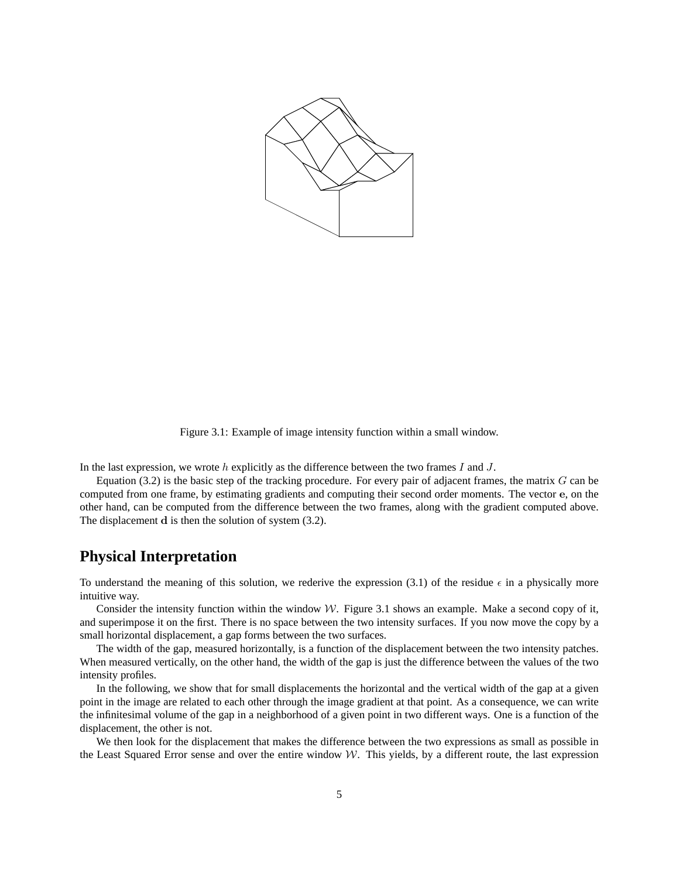Figure 3.1: Example of image intensity function within a small window.

In the last expression, we wrote $h$ explicitly as the difference between the two frames $I$ and $J$.

Equation (3.2) is the basic step of the tracking procedure. For every pair of adjacent frames, the matrix $G$ can be computed from one frame, by estimating gradients and computing their second order moments. The vector $\mathbf{e}$, on the other hand, can be computed from the difference between the two frames, along with the gradient computed above. The displacement $\mathbf{d}$ is then the solution of system (3.2).

## Physical Interpretation

To understand the meaning of this solution, we rederive the expression (3.1) of the residue $\epsilon$ in a physically more intuitive way.

Consider the intensity function within the window $\mathcal{W}$. Figure 3.1 shows an example. Make a second copy of it, and superimpose it on the first. There is no space between the two intensity surfaces. If you now move the copy by a small horizontal displacement, a gap forms between the two surfaces.

The width of the gap, measured horizontally, is a function of the displacement between the two intensity patches. When measured vertically, on the other hand, the width of the gap is just the difference between the values of the two intensity profiles.

In the following, we show that for small displacements the horizontal and the vertical width of the gap at a given point in the image are related to each other through the image gradient at that point. As a consequence, we can write the infinitesimal volume of the gap in a neighborhood of a given point in two different ways. One is a function of the displacement, the other is not.

We then look for the displacement that makes the difference between the two expressions as small as possible in the Least Squared Error sense and over the entire window $\mathcal{W}$. This yields, by a different route, the last expression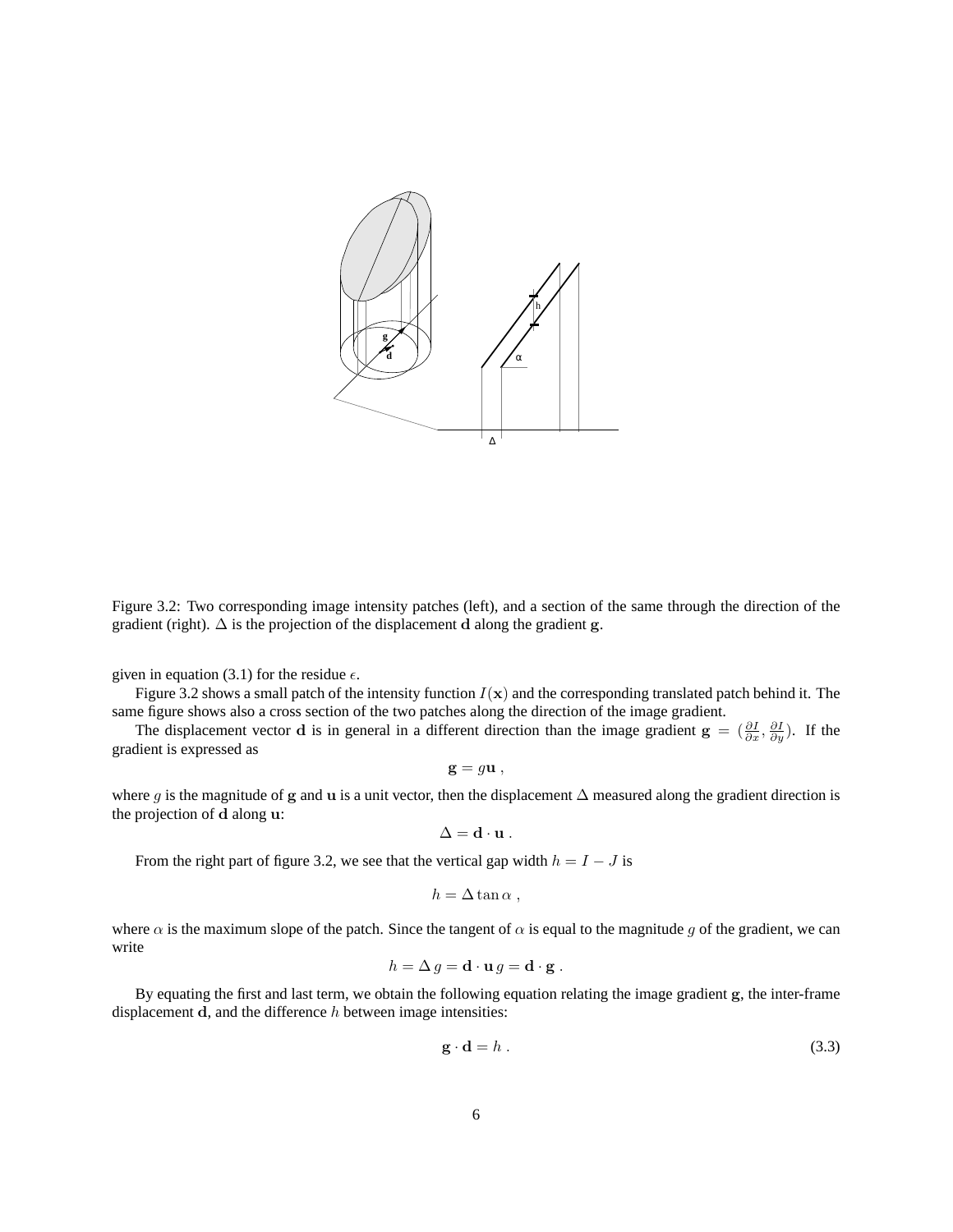Figure 3.2: Two corresponding image intensity patches (left), and a section of the same through the direction of the gradient (right). $\Delta$ is the projection of the displacement $\mathbf{d}$ along the gradient $\mathbf{g}$.

given in equation (3.1) for the residue $\epsilon$.

Figure 3.2 shows a small patch of the intensity function $I(\mathbf{x})$ and the corresponding translated patch behind it. The same figure shows also a cross section of the two patches along the direction of the image gradient.

The displacement vector $\mathbf{d}$ is in general in a different direction than the image gradient $\mathbf{g} = (\frac{\partial I}{\partial x}, \frac{\partial I}{\partial y})$. If the gradient is expressed as

$$\mathbf{g} = g\mathbf{u} \ ,$$

where $g$ is the magnitude of $\mathbf{g}$ and $\mathbf{u}$ is a unit vector, then the displacement $\Delta$ measured along the gradient direction is the projection of $\mathbf{d}$ along $\mathbf{u}$:

$$\Delta = \mathbf{d} \cdot \mathbf{u} \ .$$

From the right part of figure 3.2, we see that the vertical gap width $h = I - J$ is

$$h = \Delta \tan \alpha \ ,$$

where $\alpha$ is the maximum slope of the patch. Since the tangent of $\alpha$ is equal to the magnitude $g$ of the gradient, we can write

$$h = \Delta \, g = \mathbf{d} \cdot \mathbf{u} \, g = \mathbf{d} \cdot \mathbf{g} \ .$$

By equating the first and last term, we obtain the following equation relating the image gradient $\mathbf{g}$, the inter-frame displacement $\mathbf{d}$, and the difference $h$ between image intensities:

$$\mathbf{g} \cdot \mathbf{d} = h \ . \tag{3.3}$$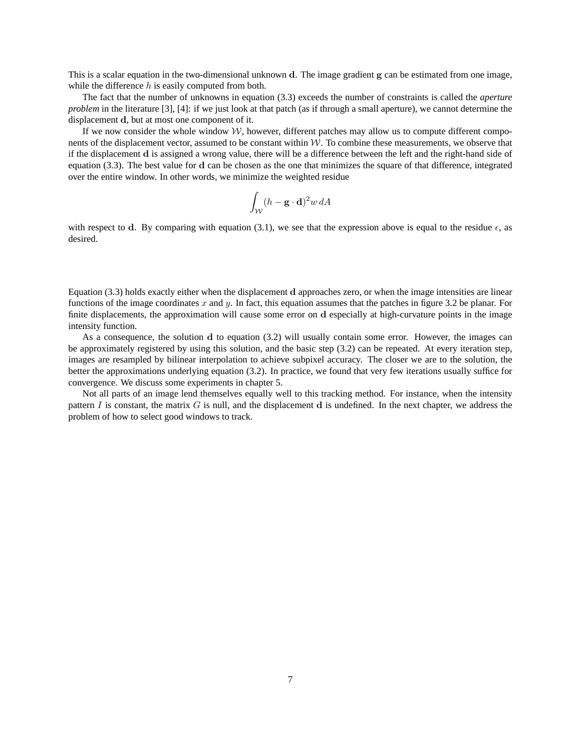This is a scalar equation in the two-dimensional unknown $\mathbf{d}$. The image gradient $\mathbf{g}$ can be estimated from one image, while the difference $h$ is easily computed from both.

The fact that the number of unknowns in equation (3.3) exceeds the number of constraints is called the *aperture problem* in the literature [3], [4]: if we just look at that patch (as if through a small aperture), we cannot determine the displacement $\mathbf{d}$, but at most one component of it.

If we now consider the whole window $\mathcal{W}$, however, different patches may allow us to compute different components of the displacement vector, assumed to be constant within $\mathcal{W}$. To combine these measurements, we observe that if the displacement $\mathbf{d}$ is assigned a wrong value, there will be a difference between the left and the right-hand side of equation (3.3). The best value for $\mathbf{d}$ can be chosen as the one that minimizes the square of that difference, integrated over the entire window. In other words, we minimize the weighted residue

$$\int_{\mathcal{W}} (h - \mathbf{g} \cdot \mathbf{d})^2 w \, dA$$

with respect to $\mathbf{d}$. By comparing with equation (3.1), we see that the expression above is equal to the residue $\epsilon$, as desired.

Equation (3.3) holds exactly either when the displacement $\mathbf{d}$ approaches zero, or when the image intensities are linear functions of the image coordinates $x$ and $y$. In fact, this equation assumes that the patches in figure 3.2 be planar. For finite displacements, the approximation will cause some error on $\mathbf{d}$ especially at high-curvature points in the image intensity function.

As a consequence, the solution $\mathbf{d}$ to equation (3.2) will usually contain some error. However, the images can be approximately registered by using this solution, and the basic step (3.2) can be repeated. At every iteration step, images are resampled by bilinear interpolation to achieve subpixel accuracy. The closer we are to the solution, the better the approximations underlying equation (3.2). In practice, we found that very few iterations usually suffice for convergence. We discuss some experiments in chapter 5.

Not all parts of an image lend themselves equally well to this tracking method. For instance, when the intensity pattern $I$ is constant, the matrix $G$ is null, and the displacement $\mathbf{d}$ is undefined. In the next chapter, we address the problem of how to select good windows to track.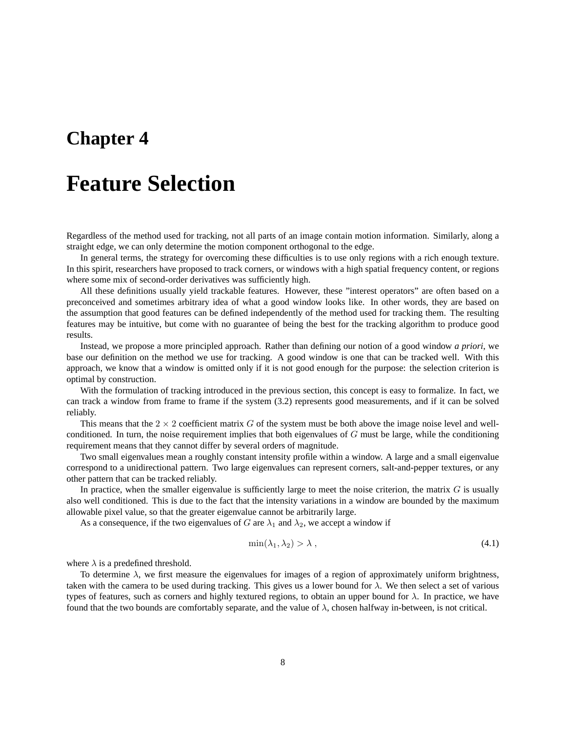# Chapter 4

# Feature Selection

Regardless of the method used for tracking, not all parts of an image contain motion information. Similarly, along a straight edge, we can only determine the motion component orthogonal to the edge.

In general terms, the strategy for overcoming these difficulties is to use only regions with a rich enough texture. In this spirit, researchers have proposed to track corners, or windows with a high spatial frequency content, or regions where some mix of second-order derivatives was sufficiently high.

All these definitions usually yield trackable features. However, these "interest operators" are often based on a preconceived and sometimes arbitrary idea of what a good window looks like. In other words, they are based on the assumption that good features can be defined independently of the method used for tracking them. The resulting features may be intuitive, but come with no guarantee of being the best for the tracking algorithm to produce good results.

Instead, we propose a more principled approach. Rather than defining our notion of a good window *a priori*, we base our definition on the method we use for tracking. A good window is one that can be tracked well. With this approach, we know that a window is omitted only if it is not good enough for the purpose: the selection criterion is optimal by construction.

With the formulation of tracking introduced in the previous section, this concept is easy to formalize. In fact, we can track a window from frame to frame if the system (3.2) represents good measurements, and if it can be solved reliably.

This means that the $2 \times 2$ coefficient matrix $G$ of the system must be both above the image noise level and well-conditioned. In turn, the noise requirement implies that both eigenvalues of $G$ must be large, while the conditioning requirement means that they cannot differ by several orders of magnitude.

Two small eigenvalues mean a roughly constant intensity profile within a window. A large and a small eigenvalue correspond to a unidirectional pattern. Two large eigenvalues can represent corners, salt-and-pepper textures, or any other pattern that can be tracked reliably.

In practice, when the smaller eigenvalue is sufficiently large to meet the noise criterion, the matrix $G$ is usually also well conditioned. This is due to the fact that the intensity variations in a window are bounded by the maximum allowable pixel value, so that the greater eigenvalue cannot be arbitrarily large.

As a consequence, if the two eigenvalues of $G$ are $\lambda_1$ and $\lambda_2$, we accept a window if

$$\min(\lambda_1, \lambda_2) > \lambda \; , \tag{4.1}$$

where $\lambda$ is a predefined threshold.

To determine $\lambda$, we first measure the eigenvalues for images of a region of approximately uniform brightness, taken with the camera to be used during tracking. This gives us a lower bound for $\lambda$. We then select a set of various types of features, such as corners and highly textured regions, to obtain an upper bound for $\lambda$. In practice, we have found that the two bounds are comfortably separate, and the value of $\lambda$, chosen halfway in-between, is not critical.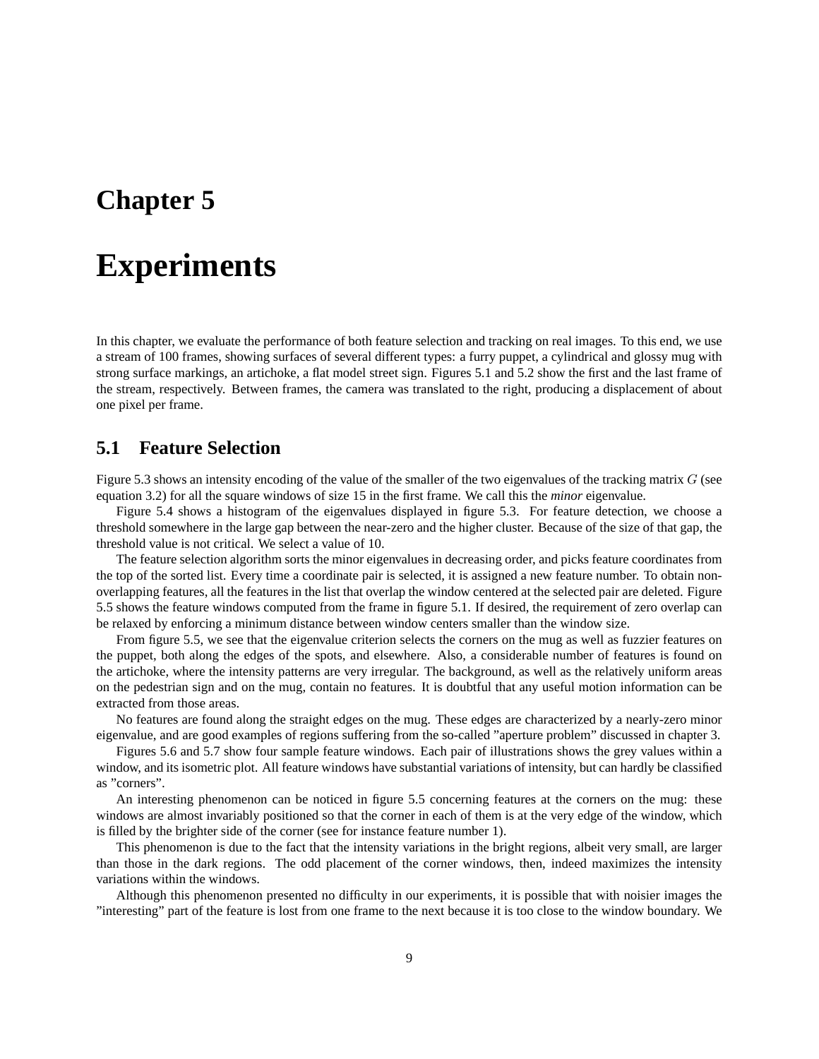# Chapter 5

# Experiments

In this chapter, we evaluate the performance of both feature selection and tracking on real images. To this end, we use a stream of 100 frames, showing surfaces of several different types: a furry puppet, a cylindrical and glossy mug with strong surface markings, an artichoke, a flat model street sign. Figures 5.1 and 5.2 show the first and the last frame of the stream, respectively. Between frames, the camera was translated to the right, producing a displacement of about one pixel per frame.

## 5.1 Feature Selection

Figure 5.3 shows an intensity encoding of the value of the smaller of the two eigenvalues of the tracking matrix $G$ (see equation 3.2) for all the square windows of size 15 in the first frame. We call this the *minor* eigenvalue.

Figure 5.4 shows a histogram of the eigenvalues displayed in figure 5.3. For feature detection, we choose a threshold somewhere in the large gap between the near-zero and the higher cluster. Because of the size of that gap, the threshold value is not critical. We select a value of 10.

The feature selection algorithm sorts the minor eigenvalues in decreasing order, and picks feature coordinates from the top of the sorted list. Every time a coordinate pair is selected, it is assigned a new feature number. To obtain non-overlapping features, all the features in the list that overlap the window centered at the selected pair are deleted. Figure 5.5 shows the feature windows computed from the frame in figure 5.1. If desired, the requirement of zero overlap can be relaxed by enforcing a minimum distance between window centers smaller than the window size.

From figure 5.5, we see that the eigenvalue criterion selects the corners on the mug as well as fuzzier features on the puppet, both along the edges of the spots, and elsewhere. Also, a considerable number of features is found on the artichoke, where the intensity patterns are very irregular. The background, as well as the relatively uniform areas on the pedestrian sign and on the mug, contain no features. It is doubtful that any useful motion information can be extracted from those areas.

No features are found along the straight edges on the mug. These edges are characterized by a nearly-zero minor eigenvalue, and are good examples of regions suffering from the so-called "aperture problem" discussed in chapter 3.

Figures 5.6 and 5.7 show four sample feature windows. Each pair of illustrations shows the grey values within a window, and its isometric plot. All feature windows have substantial variations of intensity, but can hardly be classified as "corners".

An interesting phenomenon can be noticed in figure 5.5 concerning features at the corners on the mug: these windows are almost invariably positioned so that the corner in each of them is at the very edge of the window, which is filled by the brighter side of the corner (see for instance feature number 1).

This phenomenon is due to the fact that the intensity variations in the bright regions, albeit very small, are larger than those in the dark regions. The odd placement of the corner windows, then, indeed maximizes the intensity variations within the windows.

Although this phenomenon presented no difficulty in our experiments, it is possible that with noisier images the "interesting" part of the feature is lost from one frame to the next because it is too close to the window boundary. We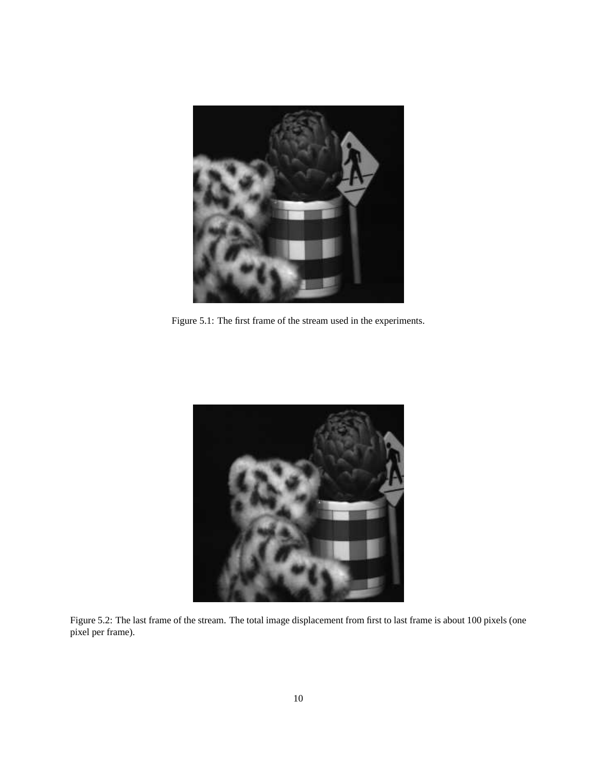Figure 5.1: The first frame of the stream used in the experiments.

Figure 5.2: The last frame of the stream. The total image displacement from first to last frame is about 100 pixels (one pixel per frame).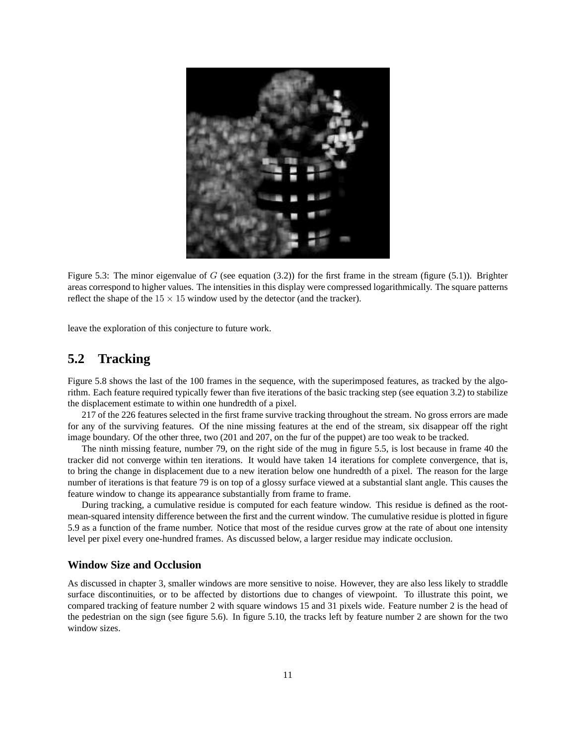Figure 5.3: The minor eigenvalue of $G$ (see equation (3.2)) for the first frame in the stream (figure (5.1)). Brighter areas correspond to higher values. The intensities in this display were compressed logarithmically. The square patterns reflect the shape of the $15 \times 15$ window used by the detector (and the tracker).

leave the exploration of this conjecture to future work.

## 5.2 Tracking

Figure 5.8 shows the last of the 100 frames in the sequence, with the superimposed features, as tracked by the algorithm. Each feature required typically fewer than five iterations of the basic tracking step (see equation 3.2) to stabilize the displacement estimate to within one hundredth of a pixel.

217 of the 226 features selected in the first frame survive tracking throughout the stream. No gross errors are made for any of the surviving features. Of the nine missing features at the end of the stream, six disappear off the right image boundary. Of the other three, two (201 and 207, on the fur of the puppet) are too weak to be tracked.

The ninth missing feature, number 79, on the right side of the mug in figure 5.5, is lost because in frame 40 the tracker did not converge within ten iterations. It would have taken 14 iterations for complete convergence, that is, to bring the change in displacement due to a new iteration below one hundredth of a pixel. The reason for the large number of iterations is that feature 79 is on top of a glossy surface viewed at a substantial slant angle. This causes the feature window to change its appearance substantially from frame to frame.

During tracking, a cumulative residue is computed for each feature window. This residue is defined as the root-mean-squared intensity difference between the first and the current window. The cumulative residue is plotted in figure 5.9 as a function of the frame number. Notice that most of the residue curves grow at the rate of about one intensity level per pixel every one-hundred frames. As discussed below, a larger residue may indicate occlusion.

### Window Size and Occlusion

As discussed in chapter 3, smaller windows are more sensitive to noise. However, they are also less likely to straddle surface discontinuities, or to be affected by distortions due to changes of viewpoint. To illustrate this point, we compared tracking of feature number 2 with square windows 15 and 31 pixels wide. Feature number 2 is the head of the pedestrian on the sign (see figure 5.6). In figure 5.10, the tracks left by feature number 2 are shown for the two window sizes.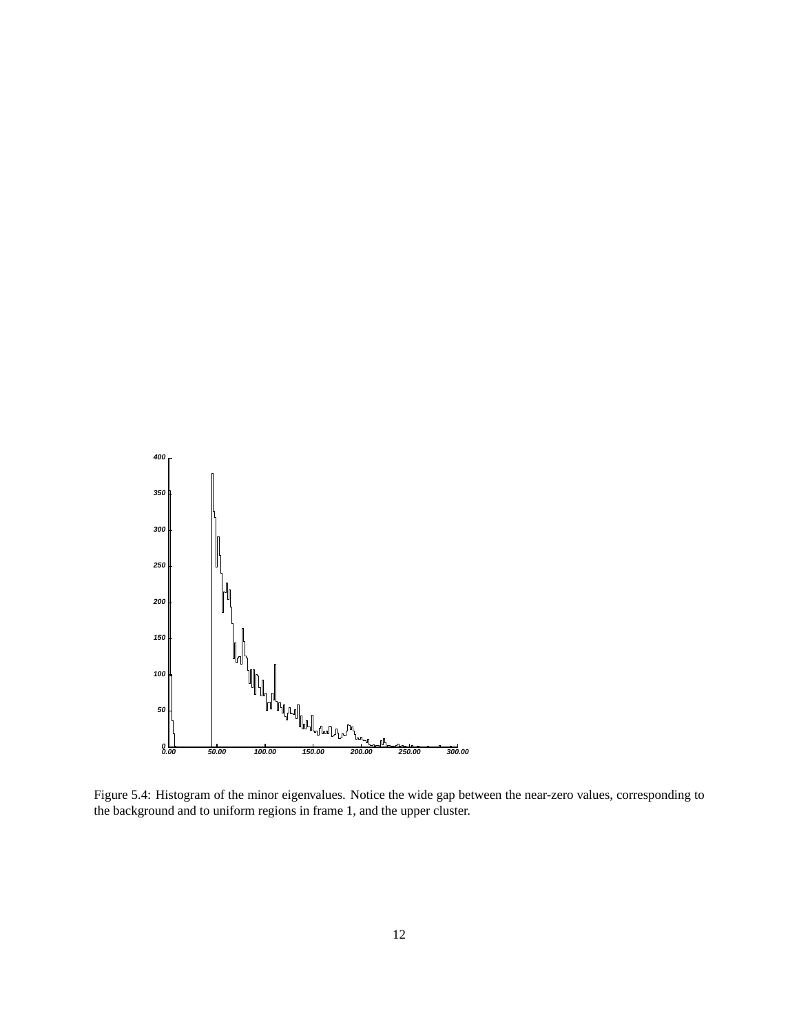Figure 5.4: Histogram of the minor eigenvalues. Notice the wide gap between the near-zero values, corresponding to the background and to uniform regions in frame 1, and the upper cluster.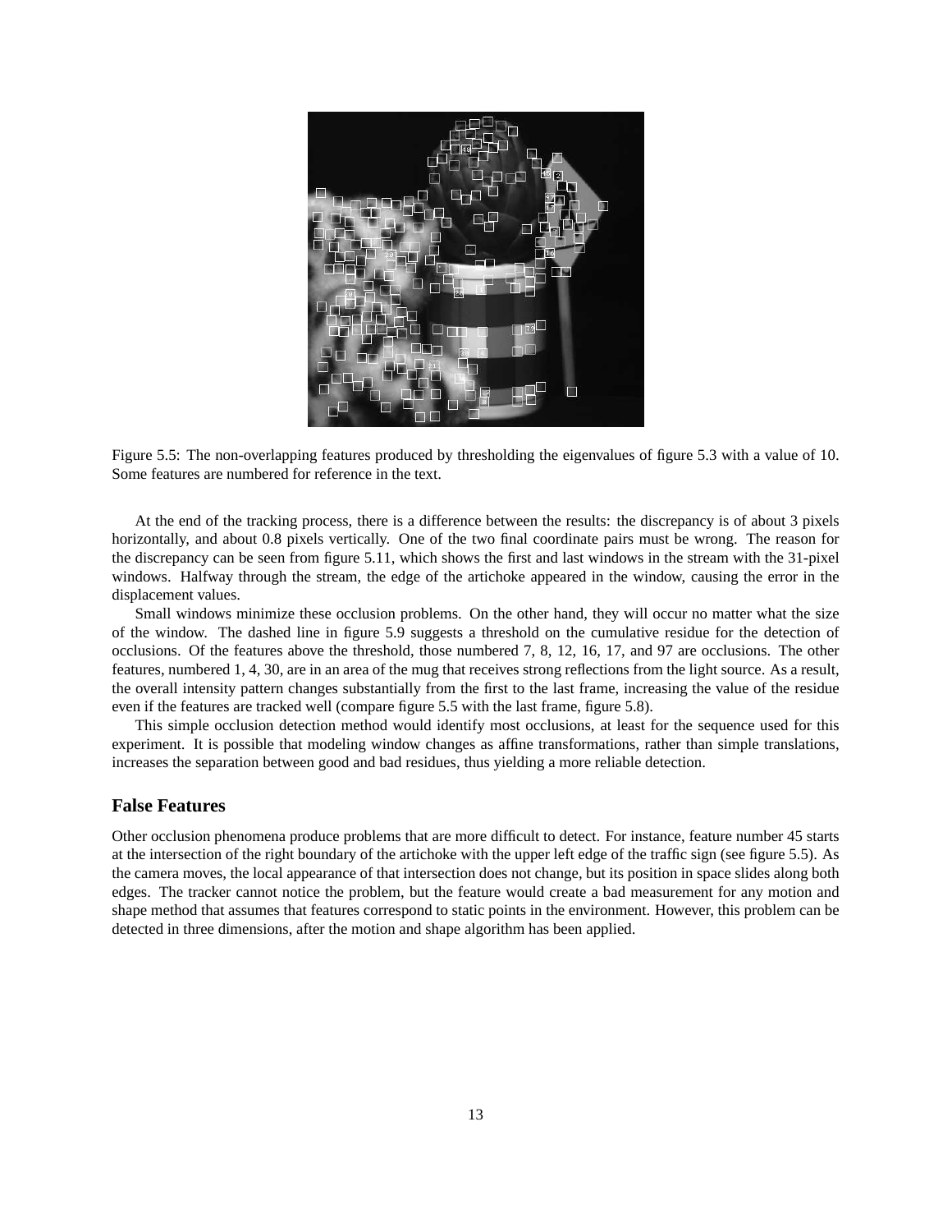Figure 5.5: The non-overlapping features produced by thresholding the eigenvalues of figure 5.3 with a value of 10. Some features are numbered for reference in the text.

At the end of the tracking process, there is a difference between the results: the discrepancy is of about 3 pixels horizontally, and about 0.8 pixels vertically. One of the two final coordinate pairs must be wrong. The reason for the discrepancy can be seen from figure 5.11, which shows the first and last windows in the stream with the 31-pixel windows. Halfway through the stream, the edge of the artichoke appeared in the window, causing the error in the displacement values.

Small windows minimize these occlusion problems. On the other hand, they will occur no matter what the size of the window. The dashed line in figure 5.9 suggests a threshold on the cumulative residue for the detection of occlusions. Of the features above the threshold, those numbered 7, 8, 12, 16, 17, and 97 are occlusions. The other features, numbered 1, 4, 30, are in an area of the mug that receives strong reflections from the light source. As a result, the overall intensity pattern changes substantially from the first to the last frame, increasing the value of the residue even if the features are tracked well (compare figure 5.5 with the last frame, figure 5.8).

This simple occlusion detection method would identify most occlusions, at least for the sequence used for this experiment. It is possible that modeling window changes as affine transformations, rather than simple translations, increases the separation between good and bad residues, thus yielding a more reliable detection.

### False Features

Other occlusion phenomena produce problems that are more difficult to detect. For instance, feature number 45 starts at the intersection of the right boundary of the artichoke with the upper left edge of the traffic sign (see figure 5.5). As the camera moves, the local appearance of that intersection does not change, but its position in space slides along both edges. The tracker cannot notice the problem, but the feature would create a bad measurement for any motion and shape method that assumes that features correspond to static points in the environment. However, this problem can be detected in three dimensions, after the motion and shape algorithm has been applied.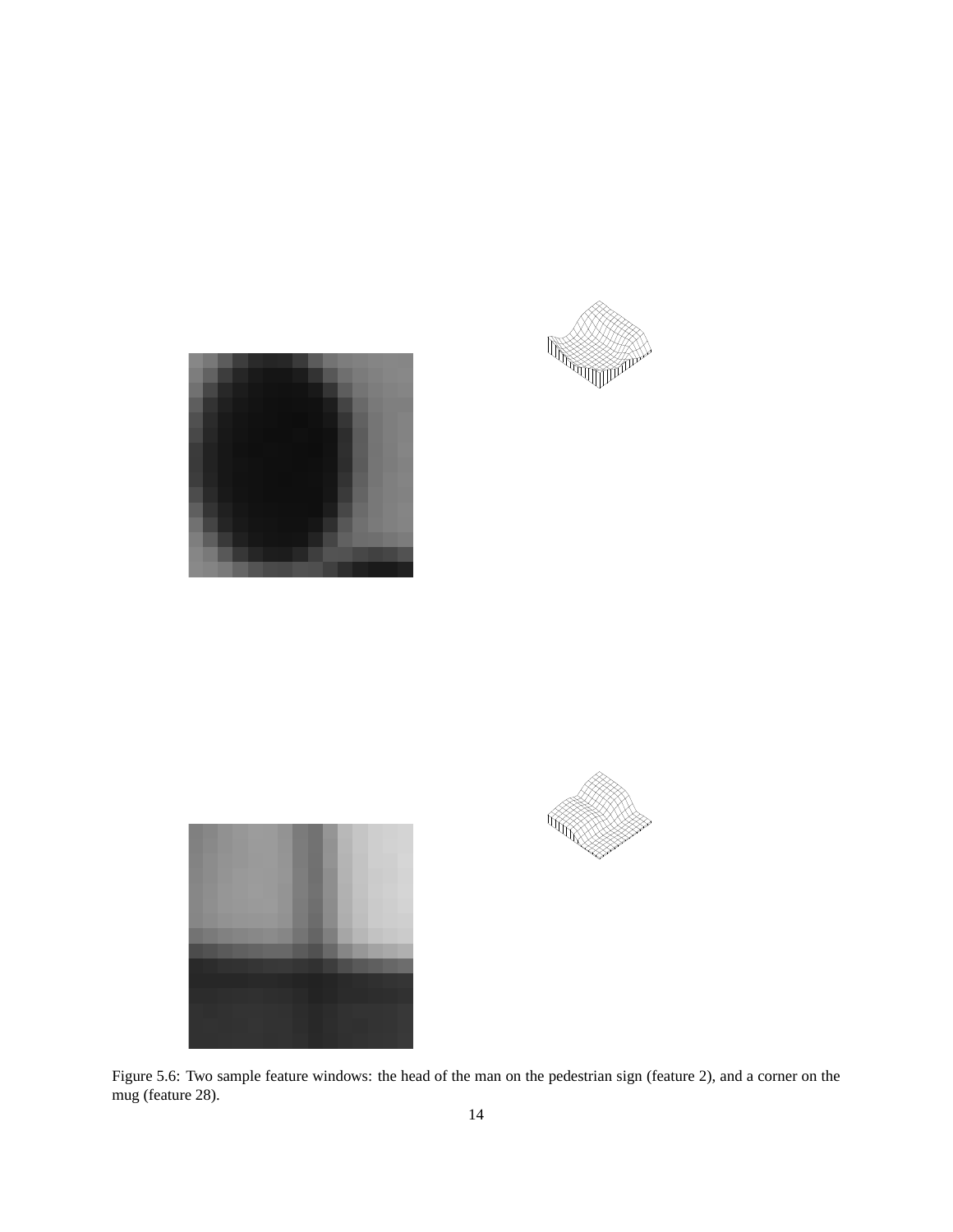Figure 5.6: Two sample feature windows: the head of the man on the pedestrian sign (feature 2), and a corner on the mug (feature 28).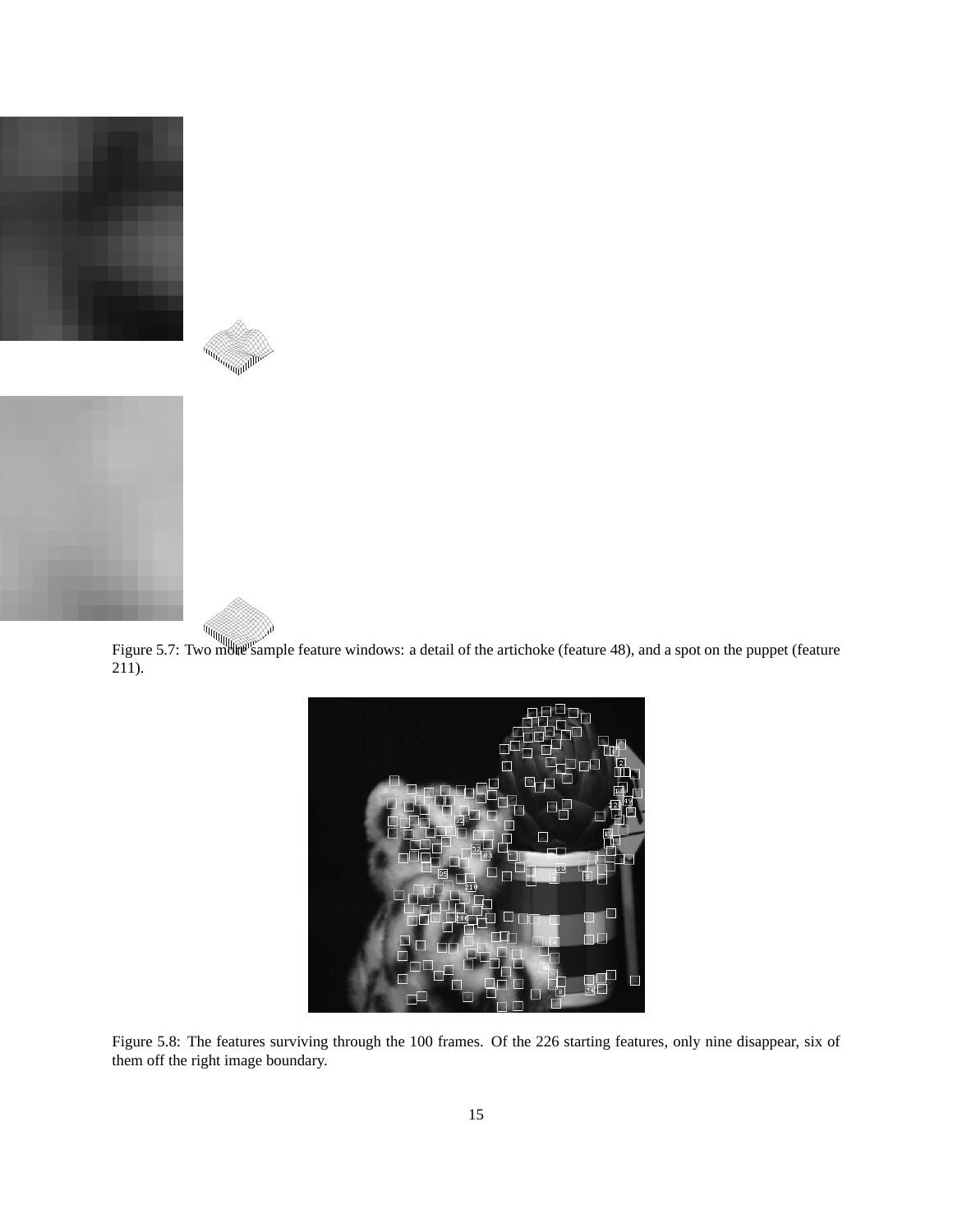Figure 5.7: Two more sample feature windows: a detail of the artichoke (feature 48), and a spot on the puppet (feature 211).

Figure 5.8: The features surviving through the 100 frames. Of the 226 starting features, only nine disappear, six of them off the right image boundary.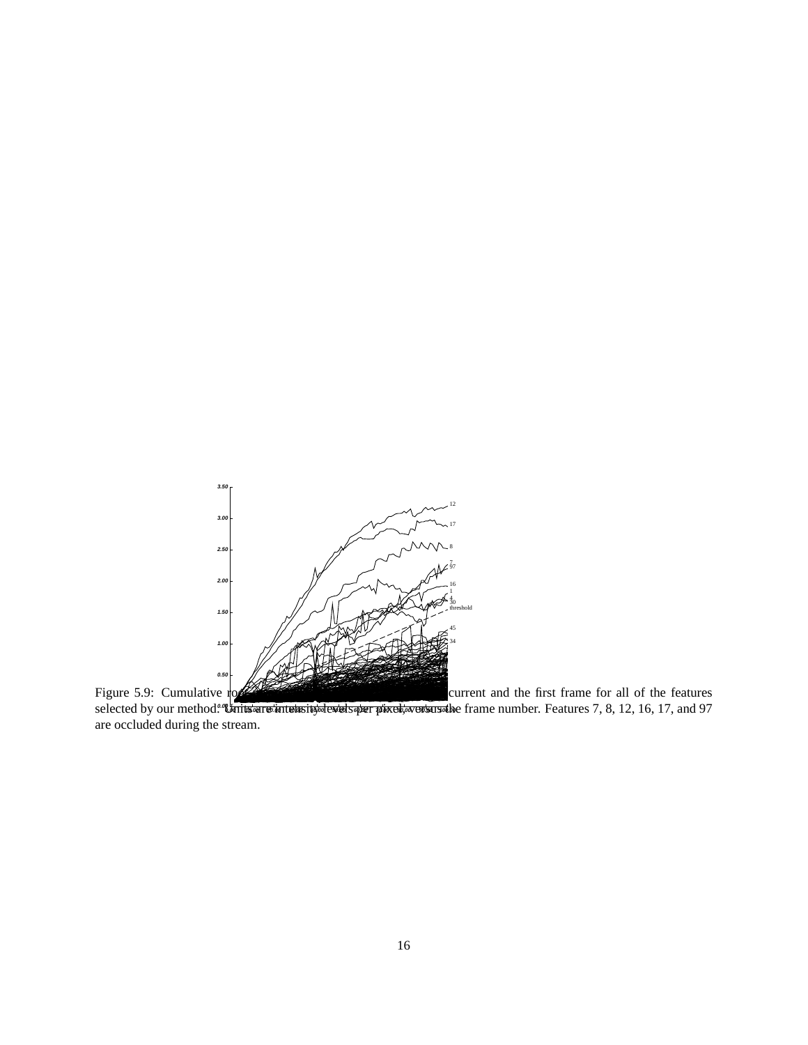Figure 5.9: Cumulative ro current and the first frame for all of the features selected by our method. Units are intensity levels per pixel, versus the frame number. Features 7, 8, 12, 16, 17, and 97 are occluded during the stream.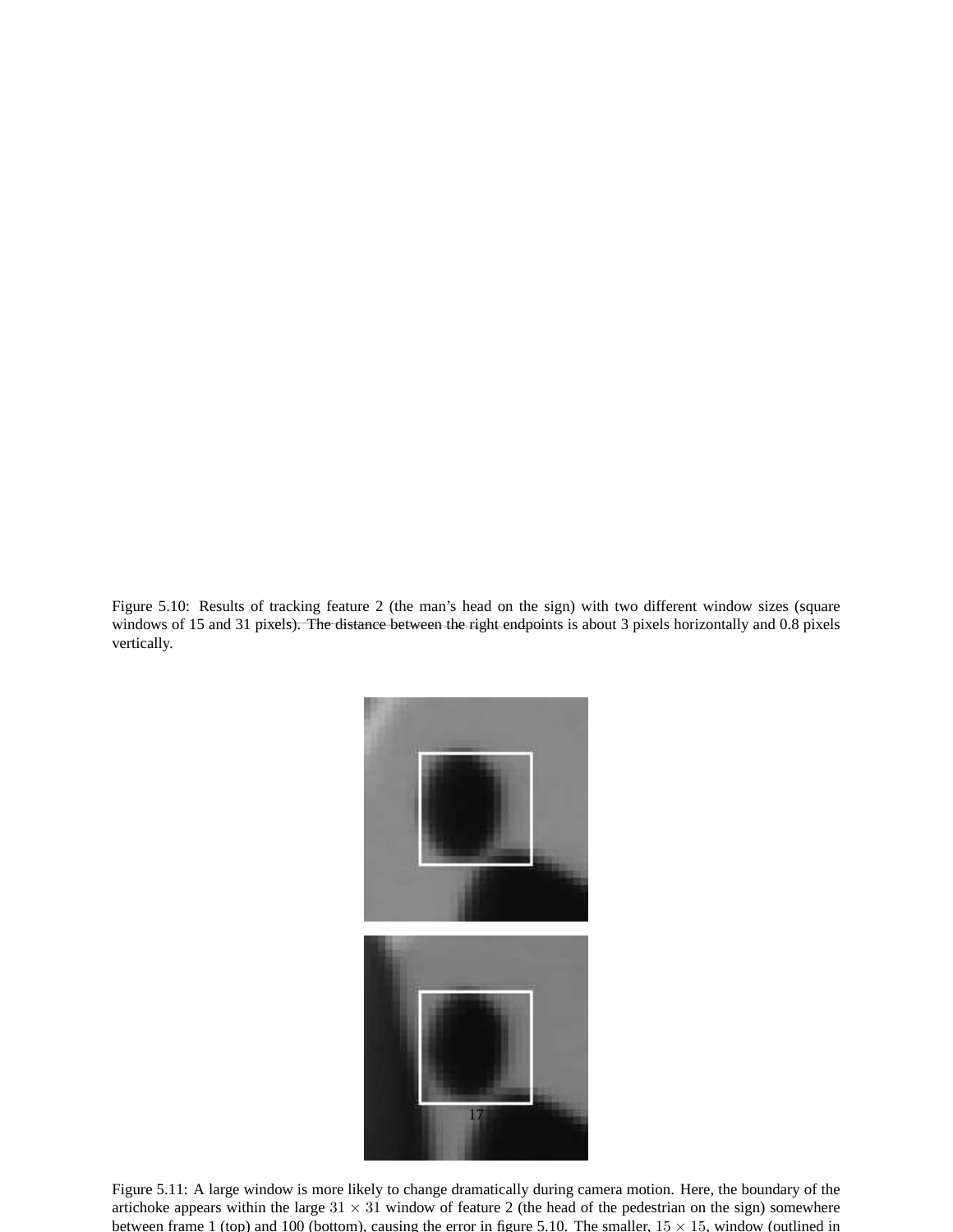Figure 5.10: Results of tracking feature 2 (the man's head on the sign) with two different window sizes (square windows of 15 and 31 pixels). The distance between the right endpoints is about 3 pixels horizontally and 0.8 pixels vertically.

Figure 5.11: A large window is more likely to change dramatically during camera motion. Here, the boundary of the artichoke appears within the large $31 \times 31$ window of feature 2 (the head of the pedestrian on the sign) somewhere between frame 1 (top) and 100 (bottom), causing the error in figure 5.10. The smaller, $15 \times 15$, window (outlined in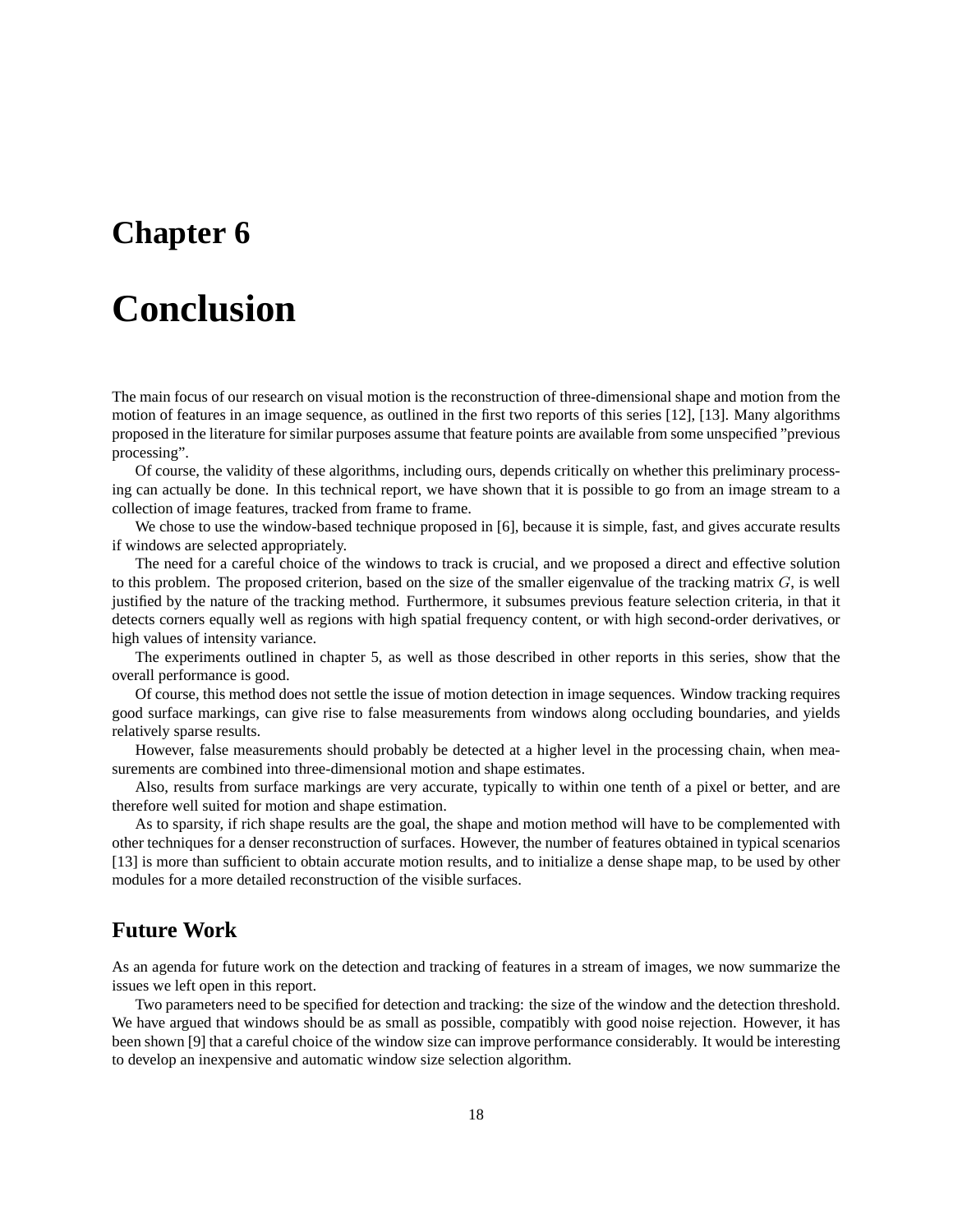# Chapter 6

# Conclusion

The main focus of our research on visual motion is the reconstruction of three-dimensional shape and motion from the motion of features in an image sequence, as outlined in the first two reports of this series [12], [13]. Many algorithms proposed in the literature for similar purposes assume that feature points are available from some unspecified "previous processing".

Of course, the validity of these algorithms, including ours, depends critically on whether this preliminary processing can actually be done. In this technical report, we have shown that it is possible to go from an image stream to a collection of image features, tracked from frame to frame.

We chose to use the window-based technique proposed in [6], because it is simple, fast, and gives accurate results if windows are selected appropriately.

The need for a careful choice of the windows to track is crucial, and we proposed a direct and effective solution to this problem. The proposed criterion, based on the size of the smaller eigenvalue of the tracking matrix $G$, is well justified by the nature of the tracking method. Furthermore, it subsumes previous feature selection criteria, in that it detects corners equally well as regions with high spatial frequency content, or with high second-order derivatives, or high values of intensity variance.

The experiments outlined in chapter 5, as well as those described in other reports in this series, show that the overall performance is good.

Of course, this method does not settle the issue of motion detection in image sequences. Window tracking requires good surface markings, can give rise to false measurements from windows along occluding boundaries, and yields relatively sparse results.

However, false measurements should probably be detected at a higher level in the processing chain, when measurements are combined into three-dimensional motion and shape estimates.

Also, results from surface markings are very accurate, typically to within one tenth of a pixel or better, and are therefore well suited for motion and shape estimation.

As to sparsity, if rich shape results are the goal, the shape and motion method will have to be complemented with other techniques for a denser reconstruction of surfaces. However, the number of features obtained in typical scenarios [13] is more than sufficient to obtain accurate motion results, and to initialize a dense shape map, to be used by other modules for a more detailed reconstruction of the visible surfaces.

## Future Work

As an agenda for future work on the detection and tracking of features in a stream of images, we now summarize the issues we left open in this report.

Two parameters need to be specified for detection and tracking: the size of the window and the detection threshold. We have argued that windows should be as small as possible, compatibly with good noise rejection. However, it has been shown [9] that a careful choice of the window size can improve performance considerably. It would be interesting to develop an inexpensive and automatic window size selection algorithm.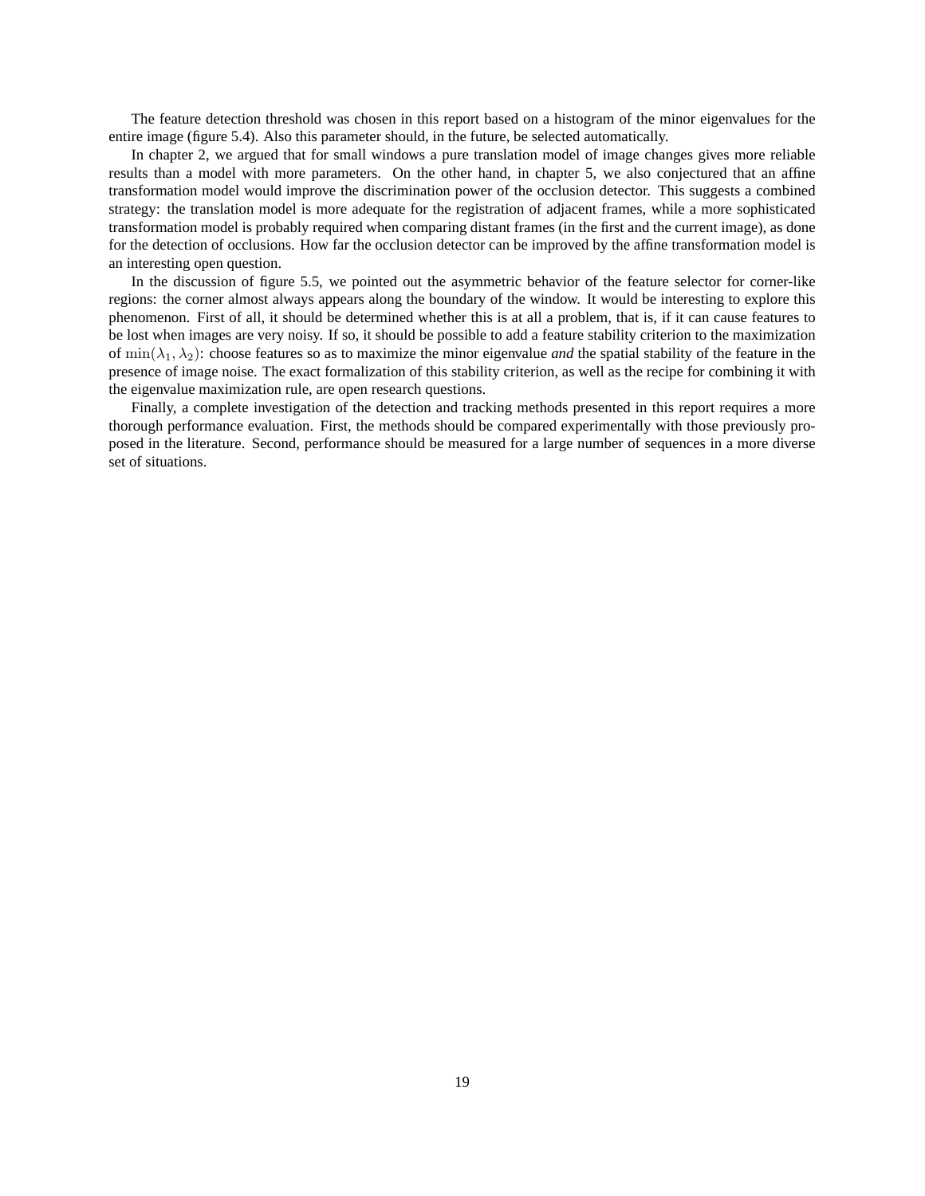The feature detection threshold was chosen in this report based on a histogram of the minor eigenvalues for the entire image (figure 5.4). Also this parameter should, in the future, be selected automatically.

In chapter 2, we argued that for small windows a pure translation model of image changes gives more reliable results than a model with more parameters. On the other hand, in chapter 5, we also conjectured that an affine transformation model would improve the discrimination power of the occlusion detector. This suggests a combined strategy: the translation model is more adequate for the registration of adjacent frames, while a more sophisticated transformation model is probably required when comparing distant frames (in the first and the current image), as done for the detection of occlusions. How far the occlusion detector can be improved by the affine transformation model is an interesting open question.

In the discussion of figure 5.5, we pointed out the asymmetric behavior of the feature selector for corner-like regions: the corner almost always appears along the boundary of the window. It would be interesting to explore this phenomenon. First of all, it should be determined whether this is at all a problem, that is, if it can cause features to be lost when images are very noisy. If so, it should be possible to add a feature stability criterion to the maximization of $\min(\lambda_1, \lambda_2)$: choose features so as to maximize the minor eigenvalue *and* the spatial stability of the feature in the presence of image noise. The exact formalization of this stability criterion, as well as the recipe for combining it with the eigenvalue maximization rule, are open research questions.

Finally, a complete investigation of the detection and tracking methods presented in this report requires a more thorough performance evaluation. First, the methods should be compared experimentally with those previously proposed in the literature. Second, performance should be measured for a large number of sequences in a more diverse set of situations.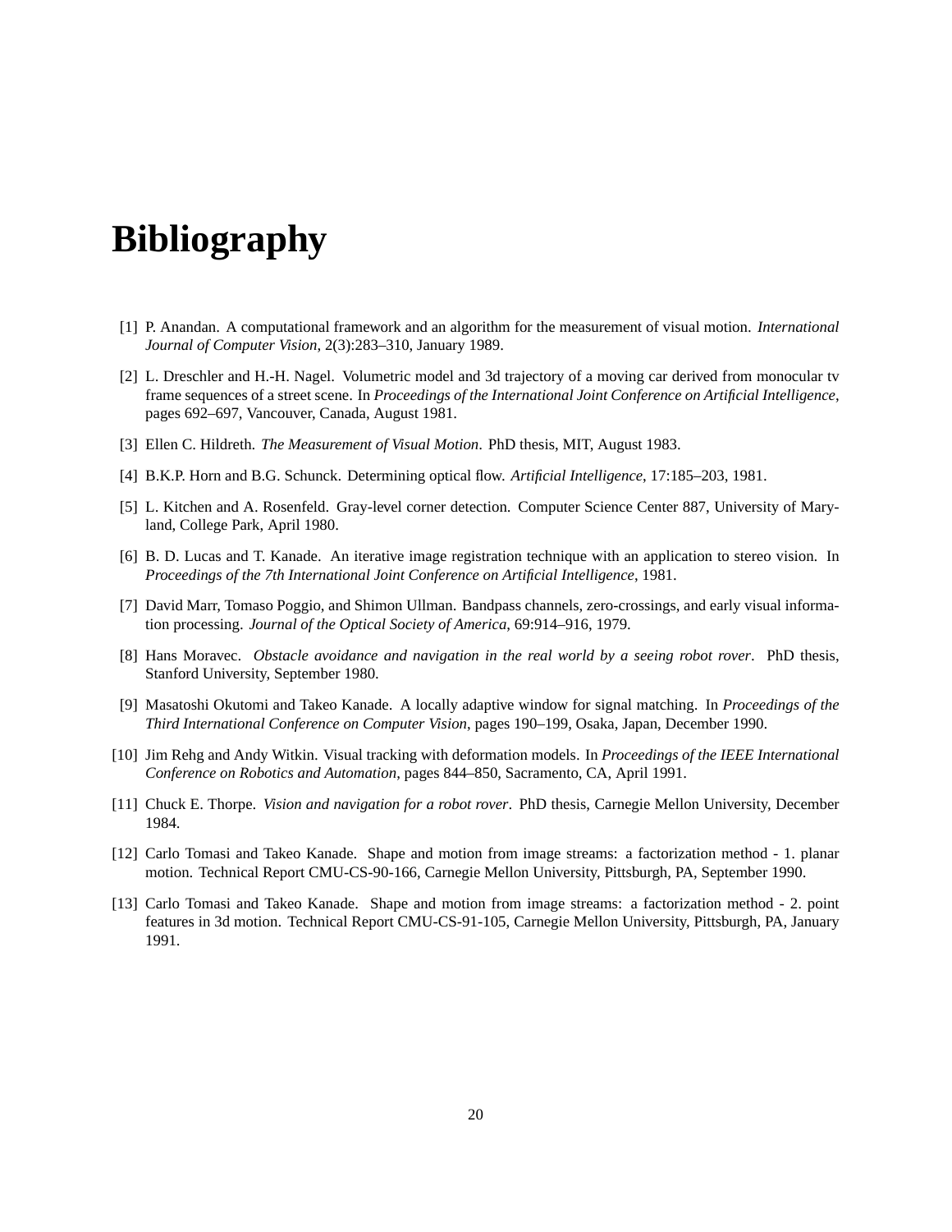# Bibliography

[1] P. Anandan. A computational framework and an algorithm for the measurement of visual motion. *International Journal of Computer Vision*, 2(3):283–310, January 1989.

[2] L. Dreschler and H.-H. Nagel. Volumetric model and 3d trajectory of a moving car derived from monocular tv frame sequences of a street scene. In *Proceedings of the International Joint Conference on Artificial Intelligence*, pages 692–697, Vancouver, Canada, August 1981.

[3] Ellen C. Hildreth. *The Measurement of Visual Motion*. PhD thesis, MIT, August 1983.

[4] B.K.P. Horn and B.G. Schunck. Determining optical flow. *Artificial Intelligence*, 17:185–203, 1981.

[5] L. Kitchen and A. Rosenfeld. Gray-level corner detection. Computer Science Center 887, University of Maryland, College Park, April 1980.

[6] B. D. Lucas and T. Kanade. An iterative image registration technique with an application to stereo vision. In *Proceedings of the 7th International Joint Conference on Artificial Intelligence*, 1981.

[7] David Marr, Tomaso Poggio, and Shimon Ullman. Bandpass channels, zero-crossings, and early visual information processing. *Journal of the Optical Society of America*, 69:914–916, 1979.

[8] Hans Moravec. *Obstacle avoidance and navigation in the real world by a seeing robot rover*. PhD thesis, Stanford University, September 1980.

[9] Masatoshi Okutomi and Takeo Kanade. A locally adaptive window for signal matching. In *Proceedings of the Third International Conference on Computer Vision*, pages 190–199, Osaka, Japan, December 1990.

[10] Jim Rehg and Andy Witkin. Visual tracking with deformation models. In *Proceedings of the IEEE International Conference on Robotics and Automation*, pages 844–850, Sacramento, CA, April 1991.

[11] Chuck E. Thorpe. *Vision and navigation for a robot rover*. PhD thesis, Carnegie Mellon University, December 1984.

[12] Carlo Tomasi and Takeo Kanade. Shape and motion from image streams: a factorization method - 1. planar motion. Technical Report CMU-CS-90-166, Carnegie Mellon University, Pittsburgh, PA, September 1990.

[13] Carlo Tomasi and Takeo Kanade. Shape and motion from image streams: a factorization method - 2. point features in 3d motion. Technical Report CMU-CS-91-105, Carnegie Mellon University, Pittsburgh, PA, January 1991.